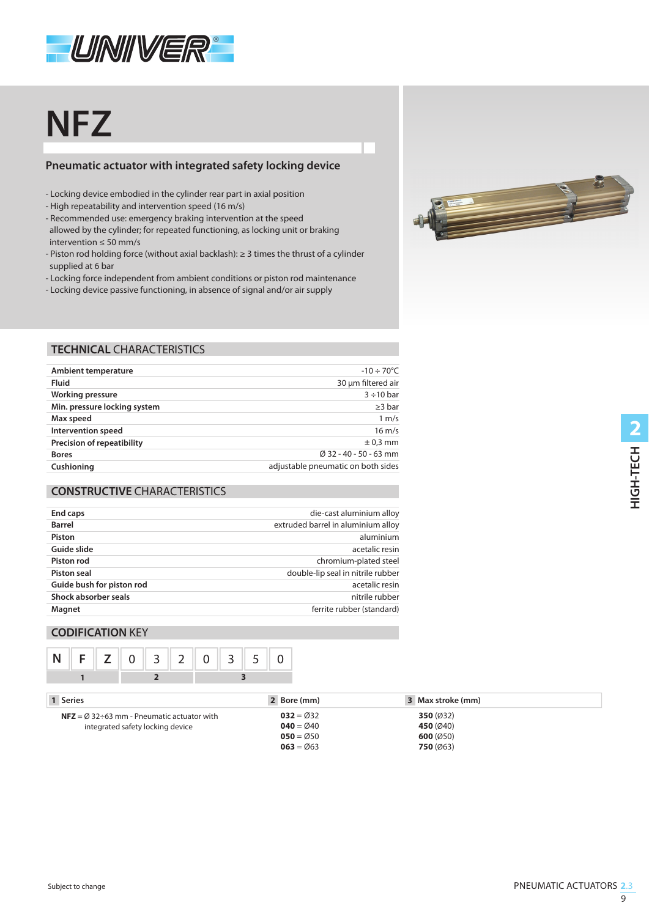UNIVER®

# NFZ

## Pneumatic actuator with integrated safety locking device

- Locking device embodied in the cylinder rear part in axial position
- High repeatability and intervention speed (16 m/s)
- Recommended use: emergency braking intervention at the speed allowed by the cylinder; for repeated functioning, as locking unit or braking intervention ≤ 50 mm/s
- Piston rod holding force (without axial backlash): ≥ 3 times the thrust of a cylinder supplied at 6 bar
- Locking force independent from ambient conditions or piston rod maintenance
- Locking device passive functioning, in absence of signal and/or air supply

## TECHNICAL CHARACTERISTICS

| | |
|---|---|
| **Ambient temperature** | -10 ÷ 70°C |
| **Fluid** | 30 µm filtered air |
| **Working pressure** | 3 ÷10 bar |
| **Min. pressure locking system** | ≥3 bar |
| **Max speed** | 1 m/s |
| **Intervention speed** | 16 m/s |
| **Precision of repeatibility** | ± 0,3 mm |
| **Bores** | Ø 32 - 40 - 50 - 63 mm |
| **Cushioning** | adjustable pneumatic on both sides |

## CONSTRUCTIVE CHARACTERISTICS

| | |
|---|---|
| **End caps** | die-cast aluminium alloy |
| **Barrel** | extruded barrel in aluminium alloy |
| **Piston** | aluminium |
| **Guide slide** | acetalic resin |
| **Piston rod** | chromium-plated steel |
| **Piston seal** | double-lip seal in nitrile rubber |
| **Guide bush for piston rod** | acetalic resin |
| **Shock absorber seals** | nitrile rubber |
| **Magnet** | ferrite rubber (standard) |

## CODIFICATION KEY

| N | F | Z | 0 | 3 | 2 | 0 | 3 | 5 | 0 |
|---|---|---|---|---|---|---|---|---|---|
| 1 | | | 2 | | | 3 | | | |

| 1 Series | 2 Bore (mm) | 3 Max stroke (mm) |
|---|---|---|
| **NFZ** = Ø 32÷63 mm - Pneumatic actuator with integrated safety locking device | **032** = Ø32 | **350** (Ø32) |
| | **040** = Ø40 | **450** (Ø40) |
| | **050** = Ø50 | **600** (Ø50) |
| | **063** = Ø63 | **750** (Ø63) |

Subject to change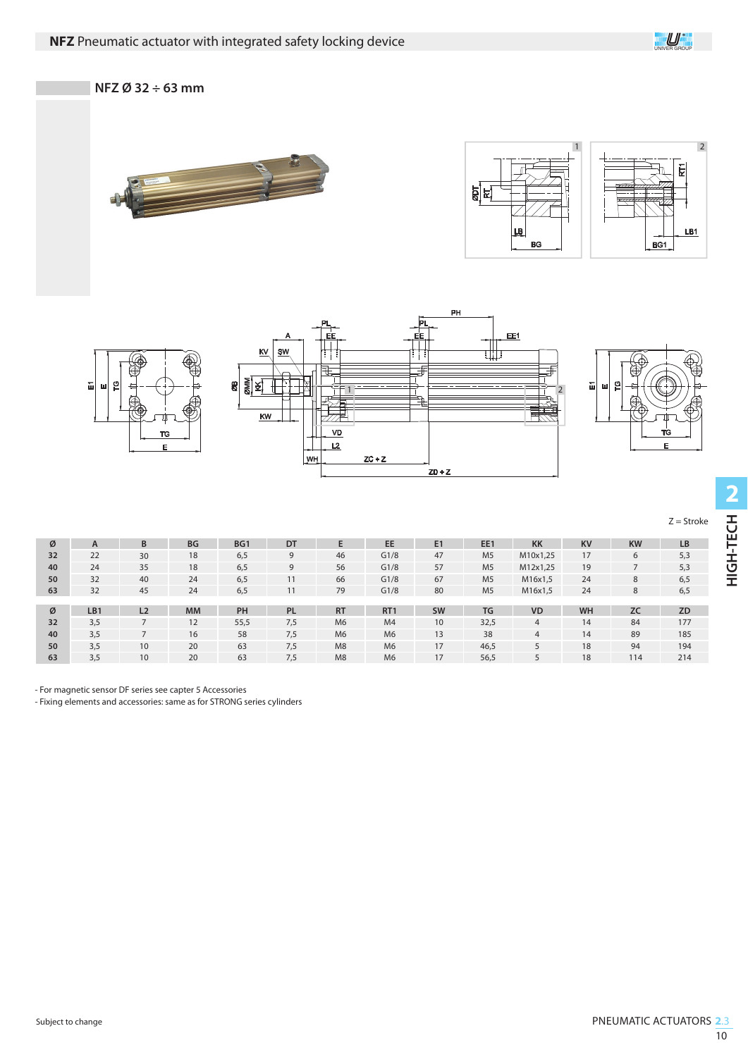## NFZ Pneumatic actuator with integrated safety locking device

### NFZ Ø 32 ÷ 63 mm

Z = Stroke

| Ø | A | B | BG | BG1 | DT | E | EE | E1 | EE1 | KK | KV | KW | LB |
|---|---|---|---|---|---|---|---|---|---|---|---|---|---|
| 32 | 22 | 30 | 18 | 6,5 | 9 | 46 | G1/8 | 47 | M5 | M10x1,25 | 17 | 6 | 5,3 |
| 40 | 24 | 35 | 18 | 6,5 | 9 | 56 | G1/8 | 57 | M5 | M12x1,25 | 19 | 7 | 5,3 |
| 50 | 32 | 40 | 24 | 6,5 | 11 | 66 | G1/8 | 67 | M5 | M16x1,5 | 24 | 8 | 6,5 |
| 63 | 32 | 45 | 24 | 6,5 | 11 | 79 | G1/8 | 80 | M5 | M16x1,5 | 24 | 8 | 6,5 |

| Ø | LB1 | L2 | MM | PH | PL | RT | RT1 | SW | TG | VD | WH | ZC | ZD |
|---|---|---|---|---|---|---|---|---|---|---|---|---|---|
| 32 | 3,5 | 7 | 12 | 55,5 | 7,5 | M6 | M4 | 10 | 32,5 | 4 | 14 | 84 | 177 |
| 40 | 3,5 | 7 | 16 | 58 | 7,5 | M6 | M6 | 13 | 38 | 4 | 14 | 89 | 185 |
| 50 | 3,5 | 10 | 20 | 63 | 7,5 | M8 | M6 | 17 | 46,5 | 5 | 18 | 94 | 194 |
| 63 | 3,5 | 10 | 20 | 63 | 7,5 | M8 | M6 | 17 | 56,5 | 5 | 18 | 114 | 214 |

- For magnetic sensor DF series see capter 5 Accessories
- Fixing elements and accessories: same as for STRONG series cylinders

Subject to change